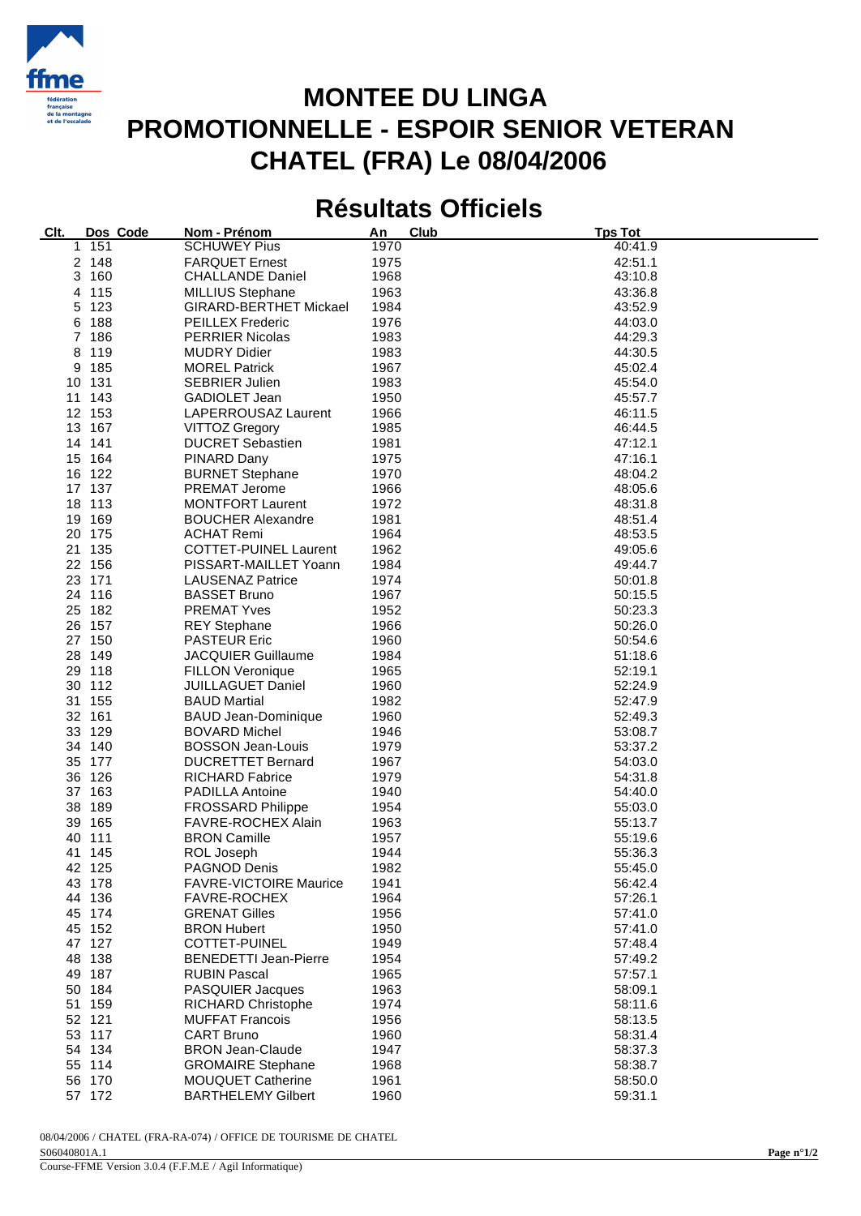# MONTEE DU LINGA
# PROMOTIONNELLE - ESPOIR SENIOR VETERAN
# CHATEL (FRA) Le 08/04/2006

## Résultats Officiels

| Clt. | Dos | Code | Nom - Prénom | An | Club | Tps Tot |
|---|---|---|---|---|---|---|
| 1 | 151 | | SCHUWEY Pius | 1970 | | 40:41.9 |
| 2 | 148 | | FARQUET Ernest | 1975 | | 42:51.1 |
| 3 | 160 | | CHALLANDE Daniel | 1968 | | 43:10.8 |
| 4 | 115 | | MILLIUS Stephane | 1963 | | 43:36.8 |
| 5 | 123 | | GIRARD-BERTHET Mickael | 1984 | | 43:52.9 |
| 6 | 188 | | PEILLEX Frederic | 1976 | | 44:03.0 |
| 7 | 186 | | PERRIER Nicolas | 1983 | | 44:29.3 |
| 8 | 119 | | MUDRY Didier | 1983 | | 44:30.5 |
| 9 | 185 | | MOREL Patrick | 1967 | | 45:02.4 |
| 10 | 131 | | SEBRIER Julien | 1983 | | 45:54.0 |
| 11 | 143 | | GADIOLET Jean | 1950 | | 45:57.7 |
| 12 | 153 | | LAPERROUSAZ Laurent | 1966 | | 46:11.5 |
| 13 | 167 | | VITTOZ Gregory | 1985 | | 46:44.5 |
| 14 | 141 | | DUCRET Sebastien | 1981 | | 47:12.1 |
| 15 | 164 | | PINARD Dany | 1975 | | 47:16.1 |
| 16 | 122 | | BURNET Stephane | 1970 | | 48:04.2 |
| 17 | 137 | | PREMAT Jerome | 1966 | | 48:05.6 |
| 18 | 113 | | MONTFORT Laurent | 1972 | | 48:31.8 |
| 19 | 169 | | BOUCHER Alexandre | 1981 | | 48:51.4 |
| 20 | 175 | | ACHAT Remi | 1964 | | 48:53.5 |
| 21 | 135 | | COTTET-PUINEL Laurent | 1962 | | 49:05.6 |
| 22 | 156 | | PISSART-MAILLET Yoann | 1984 | | 49:44.7 |
| 23 | 171 | | LAUSENAZ Patrice | 1974 | | 50:01.8 |
| 24 | 116 | | BASSET Bruno | 1967 | | 50:15.5 |
| 25 | 182 | | PREMAT Yves | 1952 | | 50:23.3 |
| 26 | 157 | | REY Stephane | 1966 | | 50:26.0 |
| 27 | 150 | | PASTEUR Eric | 1960 | | 50:54.6 |
| 28 | 149 | | JACQUIER Guillaume | 1984 | | 51:18.6 |
| 29 | 118 | | FILLON Veronique | 1965 | | 52:19.1 |
| 30 | 112 | | JUILLAGUET Daniel | 1960 | | 52:24.9 |
| 31 | 155 | | BAUD Martial | 1982 | | 52:47.9 |
| 32 | 161 | | BAUD Jean-Dominique | 1960 | | 52:49.3 |
| 33 | 129 | | BOVARD Michel | 1946 | | 53:08.7 |
| 34 | 140 | | BOSSON Jean-Louis | 1979 | | 53:37.2 |
| 35 | 177 | | DUCRETTET Bernard | 1967 | | 54:03.0 |
| 36 | 126 | | RICHARD Fabrice | 1979 | | 54:31.8 |
| 37 | 163 | | PADILLA Antoine | 1940 | | 54:40.0 |
| 38 | 189 | | FROSSARD Philippe | 1954 | | 55:03.0 |
| 39 | 165 | | FAVRE-ROCHEX Alain | 1963 | | 55:13.7 |
| 40 | 111 | | BRON Camille | 1957 | | 55:19.6 |
| 41 | 145 | | ROL Joseph | 1944 | | 55:36.3 |
| 42 | 125 | | PAGNOD Denis | 1982 | | 55:45.0 |
| 43 | 178 | | FAVRE-VICTOIRE Maurice | 1941 | | 56:42.4 |
| 44 | 136 | | FAVRE-ROCHEX | 1964 | | 57:26.1 |
| 45 | 174 | | GRENAT Gilles | 1956 | | 57:41.0 |
| 45 | 152 | | BRON Hubert | 1950 | | 57:41.0 |
| 47 | 127 | | COTTET-PUINEL | 1949 | | 57:48.4 |
| 48 | 138 | | BENEDETTI Jean-Pierre | 1954 | | 57:49.2 |
| 49 | 187 | | RUBIN Pascal | 1965 | | 57:57.1 |
| 50 | 184 | | PASQUIER Jacques | 1963 | | 58:09.1 |
| 51 | 159 | | RICHARD Christophe | 1974 | | 58:11.6 |
| 52 | 121 | | MUFFAT Francois | 1956 | | 58:13.5 |
| 53 | 117 | | CART Bruno | 1960 | | 58:31.4 |
| 54 | 134 | | BRON Jean-Claude | 1947 | | 58:37.3 |
| 55 | 114 | | GROMAIRE Stephane | 1968 | | 58:38.7 |
| 56 | 170 | | MOUQUET Catherine | 1961 | | 58:50.0 |
| 57 | 172 | | BARTHELEMY Gilbert | 1960 | | 59:31.1 |

08/04/2006 / CHATEL (FRA-RA-074) / OFFICE DE TOURISME DE CHATEL
S06040801A.1
Course-FFME Version 3.0.4 (F.F.M.E / Agil Informatique)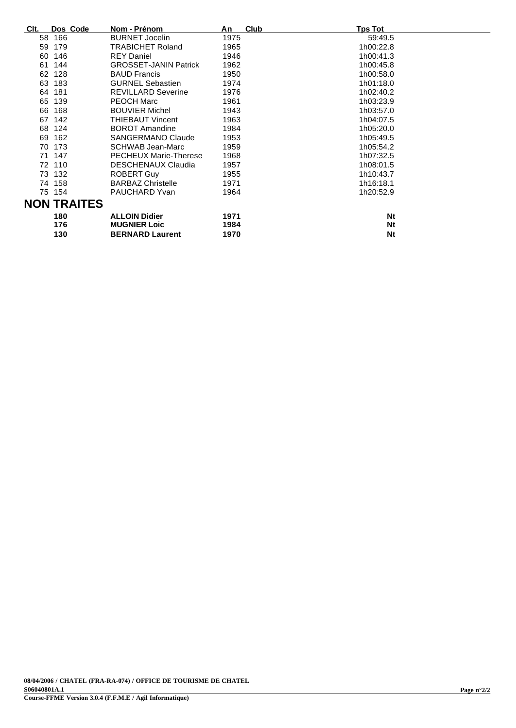| Clt. | Dos | Code | Nom - Prénom | An | Club | Tps Tot |
|---|---|---|---|---|---|---|
| 58 | 166 | | BURNET Jocelin | 1975 | | 59:49.5 |
| 59 | 179 | | TRABICHET Roland | 1965 | | 1h00:22.8 |
| 60 | 146 | | REY Daniel | 1946 | | 1h00:41.3 |
| 61 | 144 | | GROSSET-JANIN Patrick | 1962 | | 1h00:45.8 |
| 62 | 128 | | BAUD Francis | 1950 | | 1h00:58.0 |
| 63 | 183 | | GURNEL Sebastien | 1974 | | 1h01:18.0 |
| 64 | 181 | | REVILLARD Severine | 1976 | | 1h02:40.2 |
| 65 | 139 | | PEOCH Marc | 1961 | | 1h03:23.9 |
| 66 | 168 | | BOUVIER Michel | 1943 | | 1h03:57.0 |
| 67 | 142 | | THIEBAUT Vincent | 1963 | | 1h04:07.5 |
| 68 | 124 | | BOROT Amandine | 1984 | | 1h05:20.0 |
| 69 | 162 | | SANGERMANO Claude | 1953 | | 1h05:49.5 |
| 70 | 173 | | SCHWAB Jean-Marc | 1959 | | 1h05:54.2 |
| 71 | 147 | | PECHEUX Marie-Therese | 1968 | | 1h07:32.5 |
| 72 | 110 | | DESCHENAUX Claudia | 1957 | | 1h08:01.5 |
| 73 | 132 | | ROBERT Guy | 1955 | | 1h10:43.7 |
| 74 | 158 | | BARBAZ Christelle | 1971 | | 1h16:18.1 |
| 75 | 154 | | PAUCHARD Yvan | 1964 | | 1h20:52.9 |

## NON TRAITES

| | | | | | | |
|---|---|---|---|---|---|---|
| | **180** | | **ALLOIN Didier** | **1971** | | **Nt** |
| | **176** | | **MUGNIER Loic** | **1984** | | **Nt** |
| | **130** | | **BERNARD Laurent** | **1970** | | **Nt** |

**08/04/2006 / CHATEL (FRA-RA-074) / OFFICE DE TOURISME DE CHATEL**
**S06040801A.1**
**Course-FFME Version 3.0.4 (F.F.M.E / Agil Informatique)**